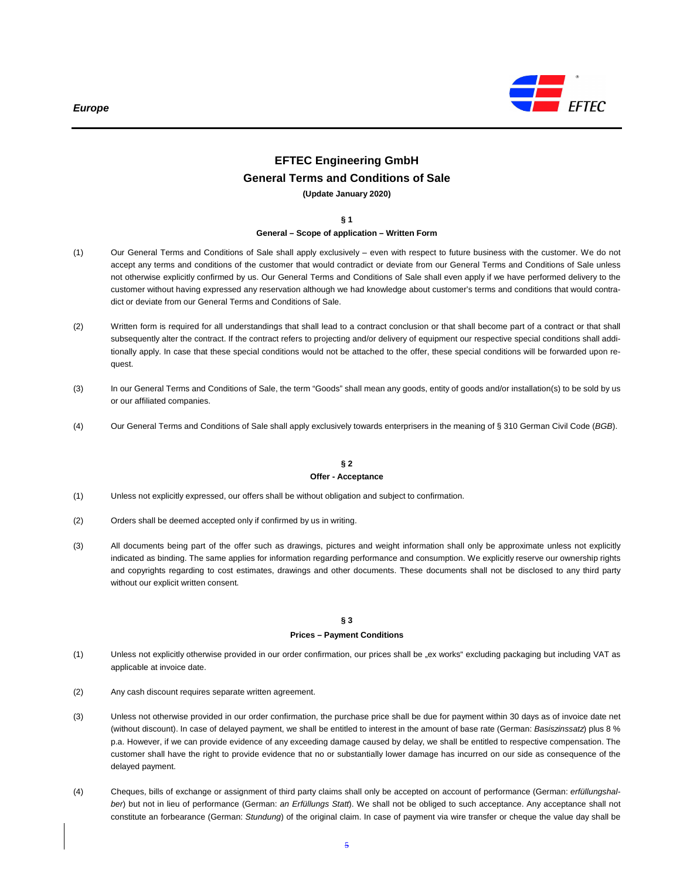# EFTEC Engineering GmbH

# General Terms and Conditions of Sale

**(Update January 2020)**

## § 1

### General – Scope of application – Written Form

(1) Our General Terms and Conditions of Sale shall apply exclusively – even with respect to future business with the customer. We do not accept any terms and conditions of the customer that would contradict or deviate from our General Terms and Conditions of Sale unless not otherwise explicitly confirmed by us. Our General Terms and Conditions of Sale shall even apply if we have performed delivery to the customer without having expressed any reservation although we had knowledge about customer's terms and conditions that would contradict or deviate from our General Terms and Conditions of Sale.

(2) Written form is required for all understandings that shall lead to a contract conclusion or that shall become part of a contract or that shall subsequently alter the contract. If the contract refers to projecting and/or delivery of equipment our respective special conditions shall additionally apply. In case that these special conditions would not be attached to the offer, these special conditions will be forwarded upon request.

(3) In our General Terms and Conditions of Sale, the term "Goods" shall mean any goods, entity of goods and/or installation(s) to be sold by us or our affiliated companies.

(4) Our General Terms and Conditions of Sale shall apply exclusively towards enterprisers in the meaning of § 310 German Civil Code (*BGB*).

## § 2

### Offer - Acceptance

(1) Unless not explicitly expressed, our offers shall be without obligation and subject to confirmation.

(2) Orders shall be deemed accepted only if confirmed by us in writing.

(3) All documents being part of the offer such as drawings, pictures and weight information shall only be approximate unless not explicitly indicated as binding. The same applies for information regarding performance and consumption. We explicitly reserve our ownership rights and copyrights regarding to cost estimates, drawings and other documents. These documents shall not be disclosed to any third party without our explicit written consent.

## § 3

### Prices – Payment Conditions

(1) Unless not explicitly otherwise provided in our order confirmation, our prices shall be „ex works" excluding packaging but including VAT as applicable at invoice date.

(2) Any cash discount requires separate written agreement.

(3) Unless not otherwise provided in our order confirmation, the purchase price shall be due for payment within 30 days as of invoice date net (without discount). In case of delayed payment, we shall be entitled to interest in the amount of base rate (German: *Basiszinssatz*) plus 8 % p.a. However, if we can provide evidence of any exceeding damage caused by delay, we shall be entitled to respective compensation. The customer shall have the right to provide evidence that no or substantially lower damage has incurred on our side as consequence of the delayed payment.

(4) Cheques, bills of exchange or assignment of third party claims shall only be accepted on account of performance (German: *erfüllungshalber*) but not in lieu of performance (German: *an Erfüllungs Statt*). We shall not be obliged to such acceptance. Any acceptance shall not constitute an forbearance (German: *Stundung*) of the original claim. In case of payment via wire transfer or cheque the value day shall be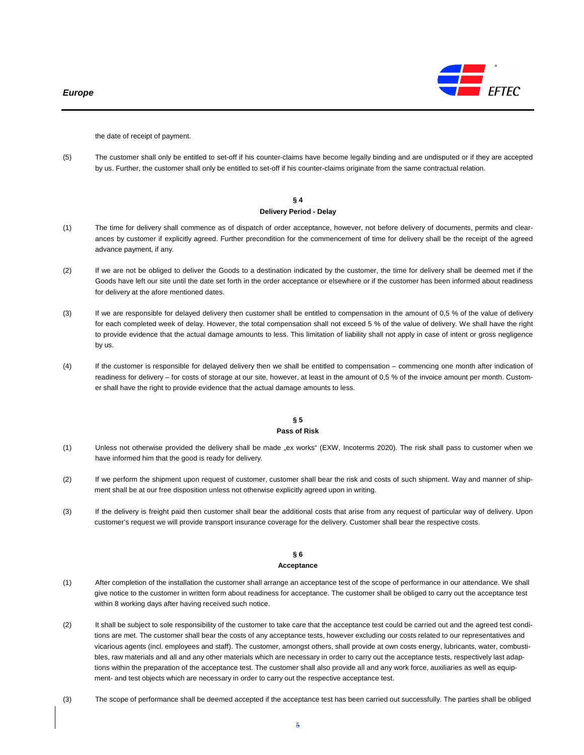the date of receipt of payment.

(5) The customer shall only be entitled to set-off if his counter-claims have become legally binding and are undisputed or if they are accepted by us. Further, the customer shall only be entitled to set-off if his counter-claims originate from the same contractual relation.

## § 4
## Delivery Period - Delay

(1) The time for delivery shall commence as of dispatch of order acceptance, however, not before delivery of documents, permits and clearances by customer if explicitly agreed. Further precondition for the commencement of time for delivery shall be the receipt of the agreed advance payment, if any.

(2) If we are not be obliged to deliver the Goods to a destination indicated by the customer, the time for delivery shall be deemed met if the Goods have left our site until the date set forth in the order acceptance or elsewhere or if the customer has been informed about readiness for delivery at the afore mentioned dates.

(3) If we are responsible for delayed delivery then customer shall be entitled to compensation in the amount of 0,5 % of the value of delivery for each completed week of delay. However, the total compensation shall not exceed 5 % of the value of delivery. We shall have the right to provide evidence that the actual damage amounts to less. This limitation of liability shall not apply in case of intent or gross negligence by us.

(4) If the customer is responsible for delayed delivery then we shall be entitled to compensation – commencing one month after indication of readiness for delivery – for costs of storage at our site, however, at least in the amount of 0,5 % of the invoice amount per month. Customer shall have the right to provide evidence that the actual damage amounts to less.

## § 5
## Pass of Risk

(1) Unless not otherwise provided the delivery shall be made „ex works" (EXW, Incoterms 2020). The risk shall pass to customer when we have informed him that the good is ready for delivery.

(2) If we perform the shipment upon request of customer, customer shall bear the risk and costs of such shipment. Way and manner of shipment shall be at our free disposition unless not otherwise explicitly agreed upon in writing.

(3) If the delivery is freight paid then customer shall bear the additional costs that arise from any request of particular way of delivery. Upon customer's request we will provide transport insurance coverage for the delivery. Customer shall bear the respective costs.

## § 6
## Acceptance

(1) After completion of the installation the customer shall arrange an acceptance test of the scope of performance in our attendance. We shall give notice to the customer in written form about readiness for acceptance. The customer shall be obliged to carry out the acceptance test within 8 working days after having received such notice.

(2) It shall be subject to sole responsibility of the customer to take care that the acceptance test could be carried out and the agreed test conditions are met. The customer shall bear the costs of any acceptance tests, however excluding our costs related to our representatives and vicarious agents (incl. employees and staff). The customer, amongst others, shall provide at own costs energy, lubricants, water, combustibles, raw materials and all and any other materials which are necessary in order to carry out the acceptance tests, respectively last adaptions within the preparation of the acceptance test. The customer shall also provide all and any work force, auxiliaries as well as equipment- and test objects which are necessary in order to carry out the respective acceptance test.

(3) The scope of performance shall be deemed accepted if the acceptance test has been carried out successfully. The parties shall be obliged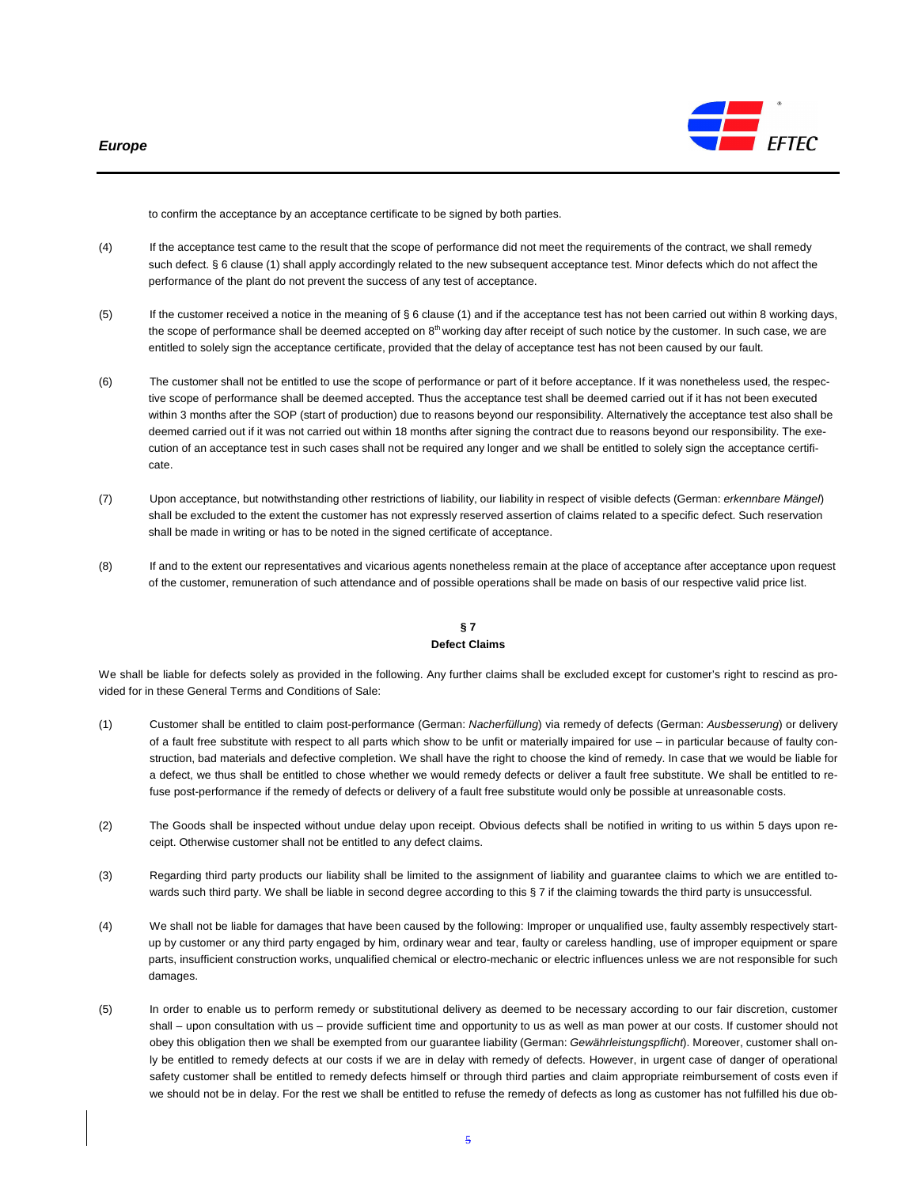to confirm the acceptance by an acceptance certificate to be signed by both parties.

(4) If the acceptance test came to the result that the scope of performance did not meet the requirements of the contract, we shall remedy such defect. § 6 clause (1) shall apply accordingly related to the new subsequent acceptance test. Minor defects which do not affect the performance of the plant do not prevent the success of any test of acceptance.

(5) If the customer received a notice in the meaning of § 6 clause (1) and if the acceptance test has not been carried out within 8 working days, the scope of performance shall be deemed accepted on 8th working day after receipt of such notice by the customer. In such case, we are entitled to solely sign the acceptance certificate, provided that the delay of acceptance test has not been caused by our fault.

(6) The customer shall not be entitled to use the scope of performance or part of it before acceptance. If it was nonetheless used, the respective scope of performance shall be deemed accepted. Thus the acceptance test shall be deemed carried out if it has not been executed within 3 months after the SOP (start of production) due to reasons beyond our responsibility. Alternatively the acceptance test also shall be deemed carried out if it was not carried out within 18 months after signing the contract due to reasons beyond our responsibility. The execution of an acceptance test in such cases shall not be required any longer and we shall be entitled to solely sign the acceptance certificate.

(7) Upon acceptance, but notwithstanding other restrictions of liability, our liability in respect of visible defects (German: *erkennbare Mängel*) shall be excluded to the extent the customer has not expressly reserved assertion of claims related to a specific defect. Such reservation shall be made in writing or has to be noted in the signed certificate of acceptance.

(8) If and to the extent our representatives and vicarious agents nonetheless remain at the place of acceptance after acceptance upon request of the customer, remuneration of such attendance and of possible operations shall be made on basis of our respective valid price list.

## § 7
## Defect Claims

We shall be liable for defects solely as provided in the following. Any further claims shall be excluded except for customer's right to rescind as provided for in these General Terms and Conditions of Sale:

(1) Customer shall be entitled to claim post-performance (German: *Nacherfüllung*) via remedy of defects (German: *Ausbesserung*) or delivery of a fault free substitute with respect to all parts which show to be unfit or materially impaired for use – in particular because of faulty construction, bad materials and defective completion. We shall have the right to choose the kind of remedy. In case that we would be liable for a defect, we thus shall be entitled to chose whether we would remedy defects or deliver a fault free substitute. We shall be entitled to refuse post-performance if the remedy of defects or delivery of a fault free substitute would only be possible at unreasonable costs.

(2) The Goods shall be inspected without undue delay upon receipt. Obvious defects shall be notified in writing to us within 5 days upon receipt. Otherwise customer shall not be entitled to any defect claims.

(3) Regarding third party products our liability shall be limited to the assignment of liability and guarantee claims to which we are entitled towards such third party. We shall be liable in second degree according to this § 7 if the claiming towards the third party is unsuccessful.

(4) We shall not be liable for damages that have been caused by the following: Improper or unqualified use, faulty assembly respectively start-up by customer or any third party engaged by him, ordinary wear and tear, faulty or careless handling, use of improper equipment or spare parts, insufficient construction works, unqualified chemical or electro-mechanic or electric influences unless we are not responsible for such damages.

(5) In order to enable us to perform remedy or substitutional delivery as deemed to be necessary according to our fair discretion, customer shall – upon consultation with us – provide sufficient time and opportunity to us as well as man power at our costs. If customer should not obey this obligation then we shall be exempted from our guarantee liability (German: *Gewährleistungspflicht*). Moreover, customer shall only be entitled to remedy defects at our costs if we are in delay with remedy of defects. However, in urgent case of danger of operational safety customer shall be entitled to remedy defects himself or through third parties and claim appropriate reimbursement of costs even if we should not be in delay. For the rest we shall be entitled to refuse the remedy of defects as long as customer has not fulfilled his due ob-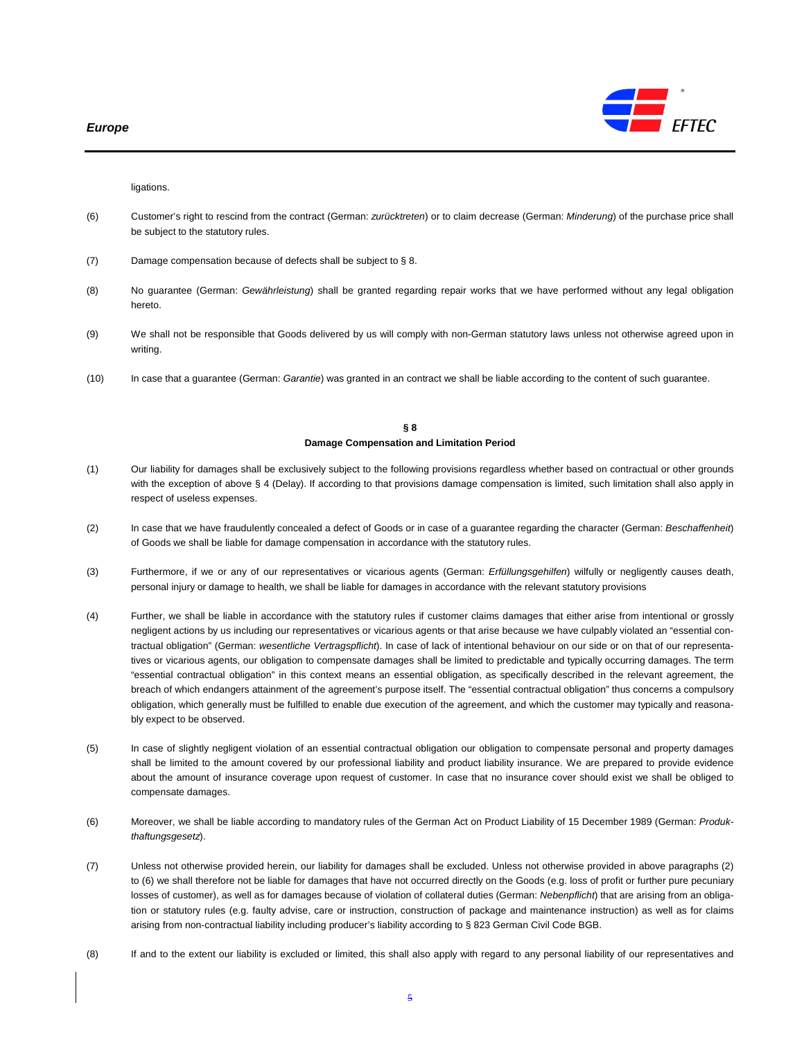ligations.

(6) Customer's right to rescind from the contract (German: *zurücktreten*) or to claim decrease (German: *Minderung*) of the purchase price shall be subject to the statutory rules.

(7) Damage compensation because of defects shall be subject to § 8.

(8) No guarantee (German: *Gewährleistung*) shall be granted regarding repair works that we have performed without any legal obligation hereto.

(9) We shall not be responsible that Goods delivered by us will comply with non-German statutory laws unless not otherwise agreed upon in writing.

(10) In case that a guarantee (German: *Garantie*) was granted in an contract we shall be liable according to the content of such guarantee.

## § 8
## Damage Compensation and Limitation Period

(1) Our liability for damages shall be exclusively subject to the following provisions regardless whether based on contractual or other grounds with the exception of above § 4 (Delay). If according to that provisions damage compensation is limited, such limitation shall also apply in respect of useless expenses.

(2) In case that we have fraudulently concealed a defect of Goods or in case of a guarantee regarding the character (German: *Beschaffenheit*) of Goods we shall be liable for damage compensation in accordance with the statutory rules.

(3) Furthermore, if we or any of our representatives or vicarious agents (German: *Erfüllungsgehilfen*) wilfully or negligently causes death, personal injury or damage to health, we shall be liable for damages in accordance with the relevant statutory provisions

(4) Further, we shall be liable in accordance with the statutory rules if customer claims damages that either arise from intentional or grossly negligent actions by us including our representatives or vicarious agents or that arise because we have culpably violated an "essential contractual obligation" (German: *wesentliche Vertragspflicht*). In case of lack of intentional behaviour on our side or on that of our representatives or vicarious agents, our obligation to compensate damages shall be limited to predictable and typically occurring damages. The term "essential contractual obligation" in this context means an essential obligation, as specifically described in the relevant agreement, the breach of which endangers attainment of the agreement's purpose itself. The "essential contractual obligation" thus concerns a compulsory obligation, which generally must be fulfilled to enable due execution of the agreement, and which the customer may typically and reasonably expect to be observed.

(5) In case of slightly negligent violation of an essential contractual obligation our obligation to compensate personal and property damages shall be limited to the amount covered by our professional liability and product liability insurance. We are prepared to provide evidence about the amount of insurance coverage upon request of customer. In case that no insurance cover should exist we shall be obliged to compensate damages.

(6) Moreover, we shall be liable according to mandatory rules of the German Act on Product Liability of 15 December 1989 (German: *Produkthaftungsgesetz*).

(7) Unless not otherwise provided herein, our liability for damages shall be excluded. Unless not otherwise provided in above paragraphs (2) to (6) we shall therefore not be liable for damages that have not occurred directly on the Goods (e.g. loss of profit or further pure pecuniary losses of customer), as well as for damages because of violation of collateral duties (German: *Nebenpflicht*) that are arising from an obligation or statutory rules (e.g. faulty advise, care or instruction, construction of package and maintenance instruction) as well as for claims arising from non-contractual liability including producer's liability according to § 823 German Civil Code BGB.

(8) If and to the extent our liability is excluded or limited, this shall also apply with regard to any personal liability of our representatives and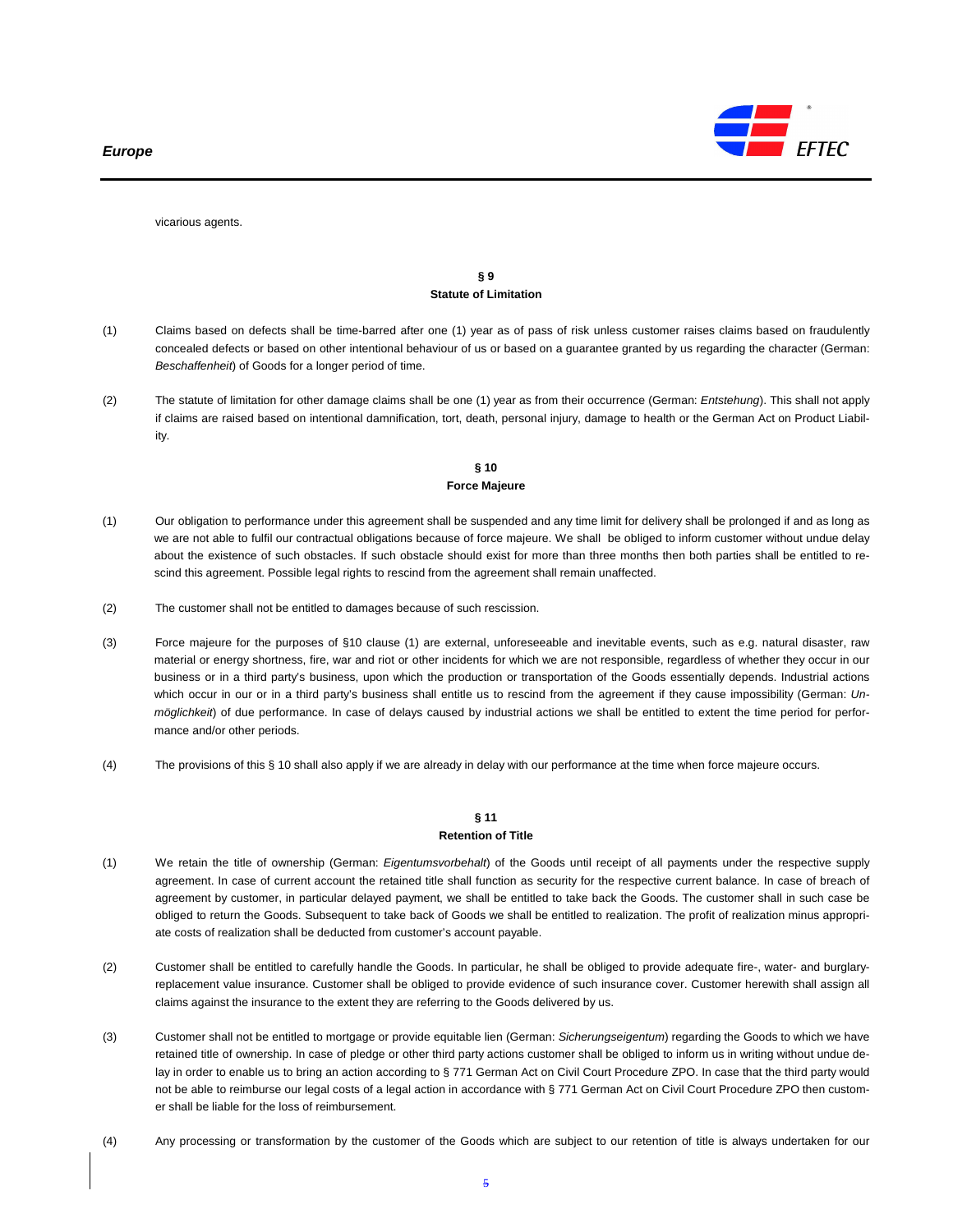vicarious agents.

## § 9
## Statute of Limitation

(1) Claims based on defects shall be time-barred after one (1) year as of pass of risk unless customer raises claims based on fraudulently concealed defects or based on other intentional behaviour of us or based on a guarantee granted by us regarding the character (German: *Beschaffenheit*) of Goods for a longer period of time.

(2) The statute of limitation for other damage claims shall be one (1) year as from their occurrence (German: *Entstehung*). This shall not apply if claims are raised based on intentional damnification, tort, death, personal injury, damage to health or the German Act on Product Liability.

## § 10
## Force Majeure

(1) Our obligation to performance under this agreement shall be suspended and any time limit for delivery shall be prolonged if and as long as we are not able to fulfil our contractual obligations because of force majeure. We shall be obliged to inform customer without undue delay about the existence of such obstacles. If such obstacle should exist for more than three months then both parties shall be entitled to rescind this agreement. Possible legal rights to rescind from the agreement shall remain unaffected.

(2) The customer shall not be entitled to damages because of such rescission.

(3) Force majeure for the purposes of §10 clause (1) are external, unforeseeable and inevitable events, such as e.g. natural disaster, raw material or energy shortness, fire, war and riot or other incidents for which we are not responsible, regardless of whether they occur in our business or in a third party's business, upon which the production or transportation of the Goods essentially depends. Industrial actions which occur in our or in a third party's business shall entitle us to rescind from the agreement if they cause impossibility (German: *Unmöglichkeit*) of due performance. In case of delays caused by industrial actions we shall be entitled to extent the time period for performance and/or other periods.

(4) The provisions of this § 10 shall also apply if we are already in delay with our performance at the time when force majeure occurs.

## § 11
## Retention of Title

(1) We retain the title of ownership (German: *Eigentumsvorbehalt*) of the Goods until receipt of all payments under the respective supply agreement. In case of current account the retained title shall function as security for the respective current balance. In case of breach of agreement by customer, in particular delayed payment, we shall be entitled to take back the Goods. The customer shall in such case be obliged to return the Goods. Subsequent to take back of Goods we shall be entitled to realization. The profit of realization minus appropriate costs of realization shall be deducted from customer's account payable.

(2) Customer shall be entitled to carefully handle the Goods. In particular, he shall be obliged to provide adequate fire-, water- and burglary-replacement value insurance. Customer shall be obliged to provide evidence of such insurance cover. Customer herewith shall assign all claims against the insurance to the extent they are referring to the Goods delivered by us.

(3) Customer shall not be entitled to mortgage or provide equitable lien (German: *Sicherungseigentum*) regarding the Goods to which we have retained title of ownership. In case of pledge or other third party actions customer shall be obliged to inform us in writing without undue delay in order to enable us to bring an action according to § 771 German Act on Civil Court Procedure ZPO. In case that the third party would not be able to reimburse our legal costs of a legal action in accordance with § 771 German Act on Civil Court Procedure ZPO then customer shall be liable for the loss of reimbursement.

(4) Any processing or transformation by the customer of the Goods which are subject to our retention of title is always undertaken for our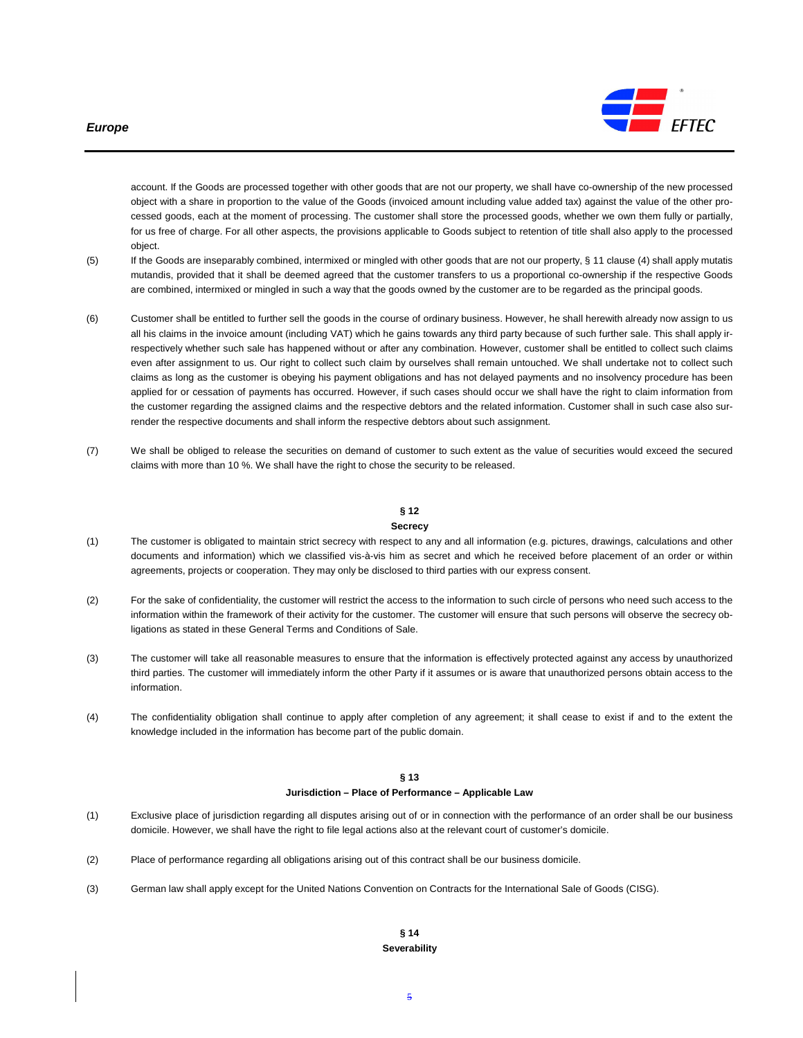account. If the Goods are processed together with other goods that are not our property, we shall have co-ownership of the new processed object with a share in proportion to the value of the Goods (invoiced amount including value added tax) against the value of the other processed goods, each at the moment of processing. The customer shall store the processed goods, whether we own them fully or partially, for us free of charge. For all other aspects, the provisions applicable to Goods subject to retention of title shall also apply to the processed object.

(5) If the Goods are inseparably combined, intermixed or mingled with other goods that are not our property, § 11 clause (4) shall apply mutatis mutandis, provided that it shall be deemed agreed that the customer transfers to us a proportional co-ownership if the respective Goods are combined, intermixed or mingled in such a way that the goods owned by the customer are to be regarded as the principal goods.

(6) Customer shall be entitled to further sell the goods in the course of ordinary business. However, he shall herewith already now assign to us all his claims in the invoice amount (including VAT) which he gains towards any third party because of such further sale. This shall apply irrespectively whether such sale has happened without or after any combination. However, customer shall be entitled to collect such claims even after assignment to us. Our right to collect such claim by ourselves shall remain untouched. We shall undertake not to collect such claims as long as the customer is obeying his payment obligations and has not delayed payments and no insolvency procedure has been applied for or cessation of payments has occurred. However, if such cases should occur we shall have the right to claim information from the customer regarding the assigned claims and the respective debtors and the related information. Customer shall in such case also surrender the respective documents and shall inform the respective debtors about such assignment.

(7) We shall be obliged to release the securities on demand of customer to such extent as the value of securities would exceed the secured claims with more than 10 %. We shall have the right to chose the security to be released.

## § 12
**Secrecy**

(1) The customer is obligated to maintain strict secrecy with respect to any and all information (e.g. pictures, drawings, calculations and other documents and information) which we classified vis-à-vis him as secret and which he received before placement of an order or within agreements, projects or cooperation. They may only be disclosed to third parties with our express consent.

(2) For the sake of confidentiality, the customer will restrict the access to the information to such circle of persons who need such access to the information within the framework of their activity for the customer. The customer will ensure that such persons will observe the secrecy obligations as stated in these General Terms and Conditions of Sale.

(3) The customer will take all reasonable measures to ensure that the information is effectively protected against any access by unauthorized third parties. The customer will immediately inform the other Party if it assumes or is aware that unauthorized persons obtain access to the information.

(4) The confidentiality obligation shall continue to apply after completion of any agreement; it shall cease to exist if and to the extent the knowledge included in the information has become part of the public domain.

## § 13
**Jurisdiction – Place of Performance – Applicable Law**

(1) Exclusive place of jurisdiction regarding all disputes arising out of or in connection with the performance of an order shall be our business domicile. However, we shall have the right to file legal actions also at the relevant court of customer's domicile.

(2) Place of performance regarding all obligations arising out of this contract shall be our business domicile.

(3) German law shall apply except for the United Nations Convention on Contracts for the International Sale of Goods (CISG).

## § 14
**Severability**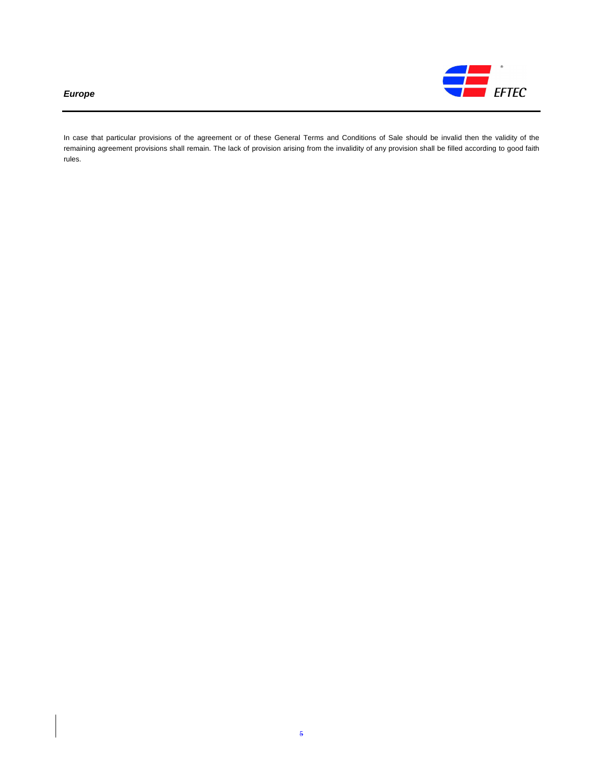In case that particular provisions of the agreement or of these General Terms and Conditions of Sale should be invalid then the validity of the remaining agreement provisions shall remain. The lack of provision arising from the invalidity of any provision shall be filled according to good faith rules.